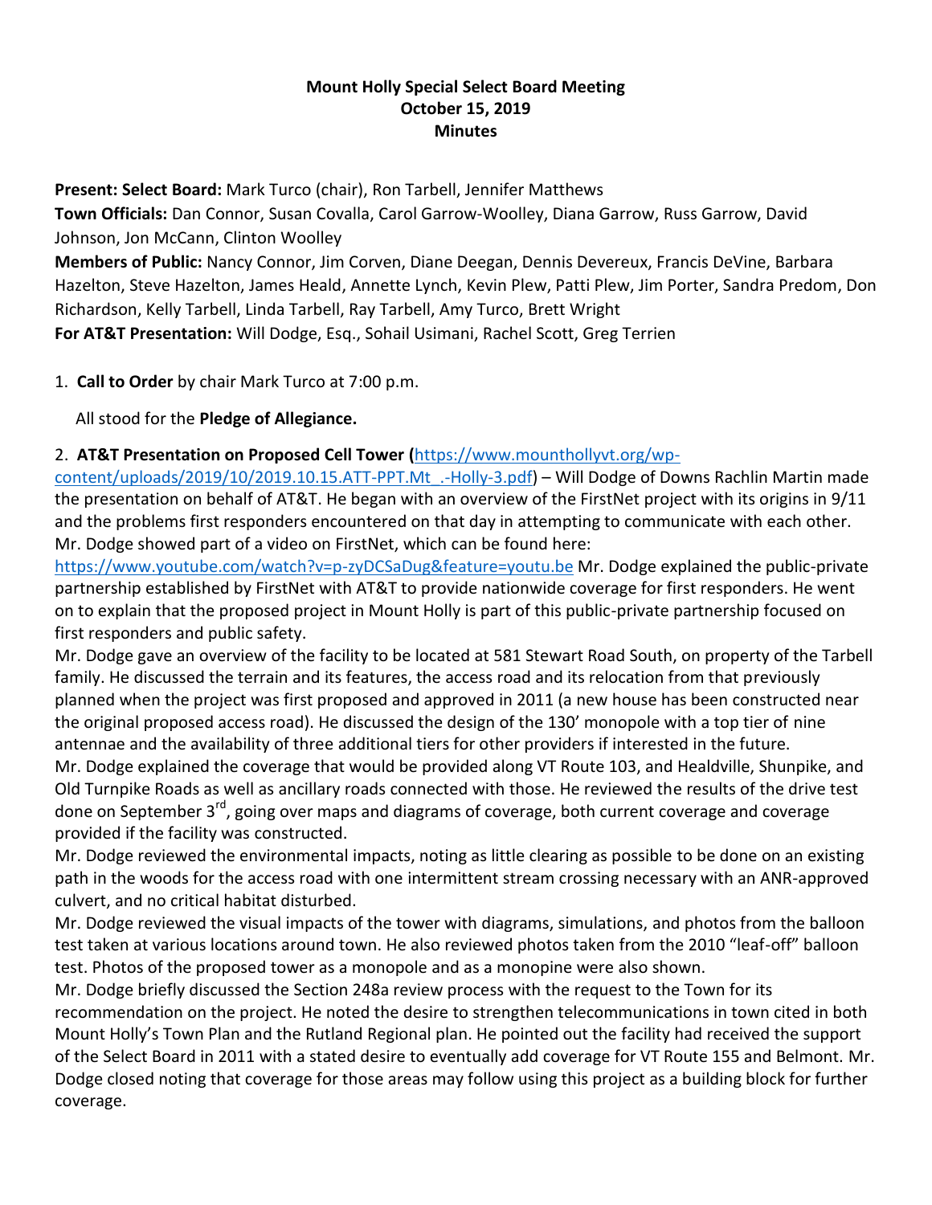**Mount Holly Special Select Board Meeting**
**October 15, 2019**
**Minutes**

**Present: Select Board:** Mark Turco (chair), Ron Tarbell, Jennifer Matthews
**Town Officials:** Dan Connor, Susan Covalla, Carol Garrow-Woolley, Diana Garrow, Russ Garrow, David Johnson, Jon McCann, Clinton Woolley
**Members of Public:** Nancy Connor, Jim Corven, Diane Deegan, Dennis Devereux, Francis DeVine, Barbara Hazelton, Steve Hazelton, James Heald, Annette Lynch, Kevin Plew, Patti Plew, Jim Porter, Sandra Predom, Don Richardson, Kelly Tarbell, Linda Tarbell, Ray Tarbell, Amy Turco, Brett Wright
**For AT&T Presentation:** Will Dodge, Esq., Sohail Usimani, Rachel Scott, Greg Terrien

1. **Call to Order** by chair Mark Turco at 7:00 p.m.

   All stood for the **Pledge of Allegiance.**

2. **AT&T Presentation on Proposed Cell Tower (**https://www.mounthollyvt.org/wp-content/uploads/2019/10/2019.10.15.ATT-PPT.Mt_.-Holly-3.pdf) – Will Dodge of Downs Rachlin Martin made the presentation on behalf of AT&T. He began with an overview of the FirstNet project with its origins in 9/11 and the problems first responders encountered on that day in attempting to communicate with each other. Mr. Dodge showed part of a video on FirstNet, which can be found here: https://www.youtube.com/watch?v=p-zyDCSaDug&feature=youtu.be Mr. Dodge explained the public-private partnership established by FirstNet with AT&T to provide nationwide coverage for first responders. He went on to explain that the proposed project in Mount Holly is part of this public-private partnership focused on first responders and public safety.
Mr. Dodge gave an overview of the facility to be located at 581 Stewart Road South, on property of the Tarbell family. He discussed the terrain and its features, the access road and its relocation from that previously planned when the project was first proposed and approved in 2011 (a new house has been constructed near the original proposed access road). He discussed the design of the 130' monopole with a top tier of nine antennae and the availability of three additional tiers for other providers if interested in the future.
Mr. Dodge explained the coverage that would be provided along VT Route 103, and Healdville, Shunpike, and Old Turnpike Roads as well as ancillary roads connected with those. He reviewed the results of the drive test done on September 3rd, going over maps and diagrams of coverage, both current coverage and coverage provided if the facility was constructed.
Mr. Dodge reviewed the environmental impacts, noting as little clearing as possible to be done on an existing path in the woods for the access road with one intermittent stream crossing necessary with an ANR-approved culvert, and no critical habitat disturbed.
Mr. Dodge reviewed the visual impacts of the tower with diagrams, simulations, and photos from the balloon test taken at various locations around town. He also reviewed photos taken from the 2010 "leaf-off" balloon test. Photos of the proposed tower as a monopole and as a monopine were also shown.
Mr. Dodge briefly discussed the Section 248a review process with the request to the Town for its recommendation on the project. He noted the desire to strengthen telecommunications in town cited in both Mount Holly's Town Plan and the Rutland Regional plan. He pointed out the facility had received the support of the Select Board in 2011 with a stated desire to eventually add coverage for VT Route 155 and Belmont. Mr. Dodge closed noting that coverage for those areas may follow using this project as a building block for further coverage.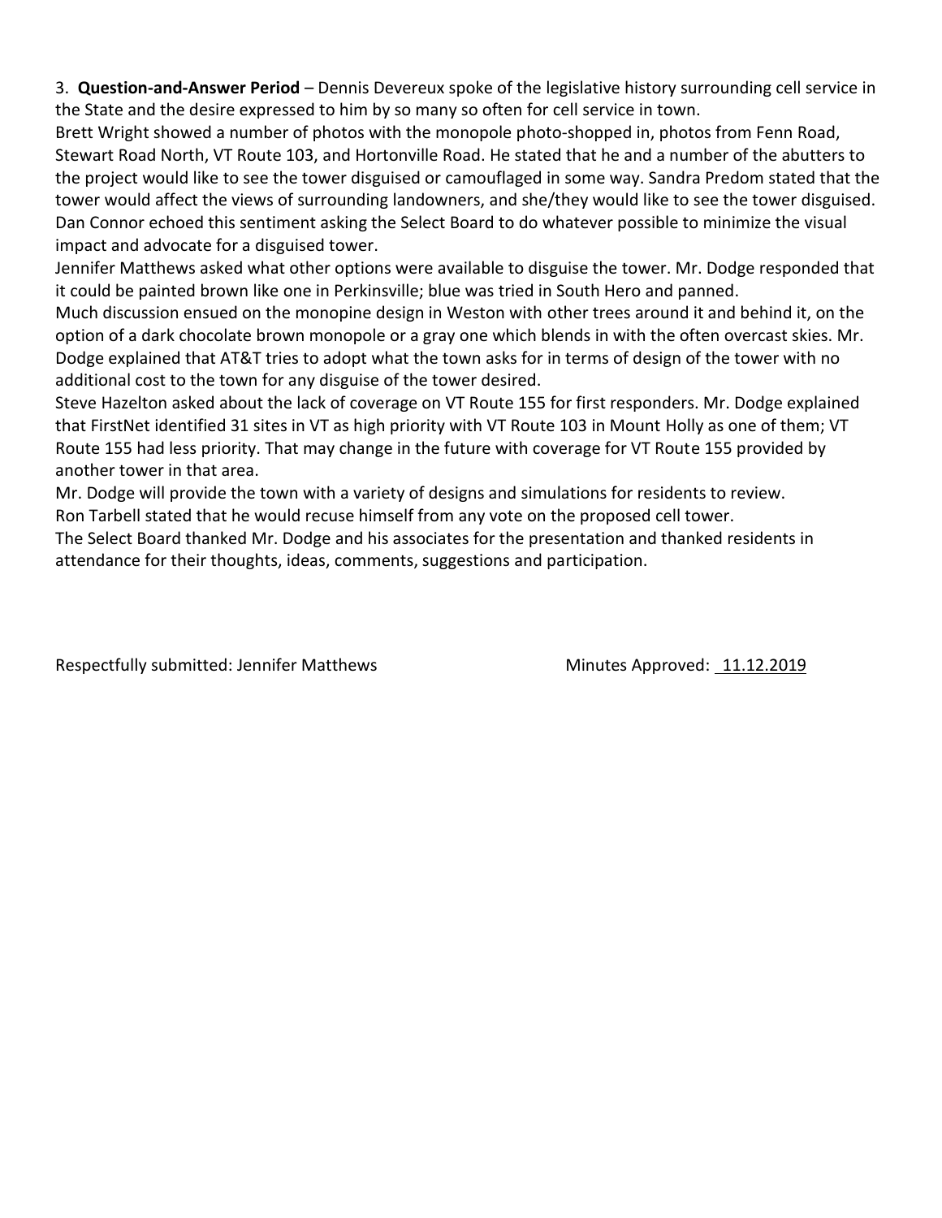3. **Question-and-Answer Period** – Dennis Devereux spoke of the legislative history surrounding cell service in the State and the desire expressed to him by so many so often for cell service in town.

Brett Wright showed a number of photos with the monopole photo-shopped in, photos from Fenn Road, Stewart Road North, VT Route 103, and Hortonville Road. He stated that he and a number of the abutters to the project would like to see the tower disguised or camouflaged in some way. Sandra Predom stated that the tower would affect the views of surrounding landowners, and she/they would like to see the tower disguised. Dan Connor echoed this sentiment asking the Select Board to do whatever possible to minimize the visual impact and advocate for a disguised tower.

Jennifer Matthews asked what other options were available to disguise the tower. Mr. Dodge responded that it could be painted brown like one in Perkinsville; blue was tried in South Hero and panned.

Much discussion ensued on the monopine design in Weston with other trees around it and behind it, on the option of a dark chocolate brown monopole or a gray one which blends in with the often overcast skies. Mr. Dodge explained that AT&T tries to adopt what the town asks for in terms of design of the tower with no additional cost to the town for any disguise of the tower desired.

Steve Hazelton asked about the lack of coverage on VT Route 155 for first responders. Mr. Dodge explained that FirstNet identified 31 sites in VT as high priority with VT Route 103 in Mount Holly as one of them; VT Route 155 had less priority. That may change in the future with coverage for VT Route 155 provided by another tower in that area.

Mr. Dodge will provide the town with a variety of designs and simulations for residents to review.

Ron Tarbell stated that he would recuse himself from any vote on the proposed cell tower.

The Select Board thanked Mr. Dodge and his associates for the presentation and thanked residents in attendance for their thoughts, ideas, comments, suggestions and participation.

Respectfully submitted: Jennifer Matthews

Minutes Approved: 11.12.2019